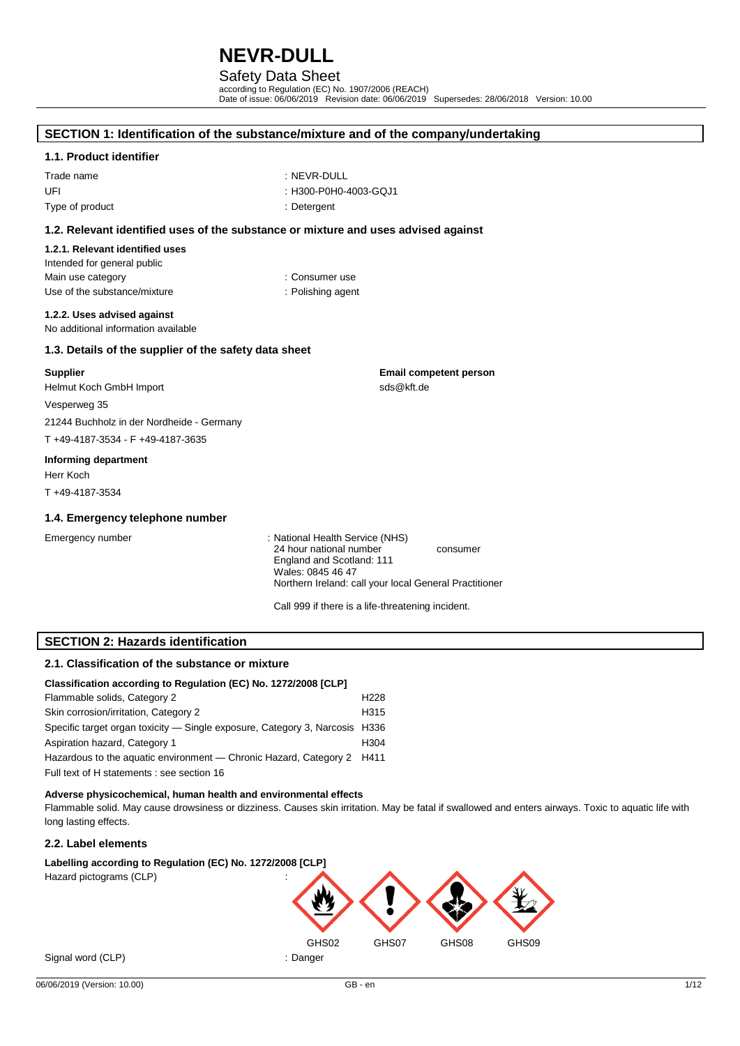# NEVR-DULL

Safety Data Sheet

according to Regulation (EC) No. 1907/2006 (REACH)

Date of issue: 06/06/2019 Revision date: 06/06/2019 Supersedes: 28/06/2018 Version: 10.00

## SECTION 1: Identification of the substance/mixture and of the company/undertaking

### 1.1. Product identifier

| | |
|---|---|
| Trade name | : NEVR-DULL |
| UFI | : H300-P0H0-4003-GQJ1 |
| Type of product | : Detergent |

### 1.2. Relevant identified uses of the substance or mixture and uses advised against

#### 1.2.1. Relevant identified uses

Intended for general public

| | |
|---|---|
| Main use category | : Consumer use |
| Use of the substance/mixture | : Polishing agent |

#### 1.2.2. Uses advised against

No additional information available

### 1.3. Details of the supplier of the safety data sheet

**Supplier**

Helmut Koch GmbH Import

Vesperweg 35

21244 Buchholz in der Nordheide - Germany

T +49-4187-3534 - F +49-4187-3635

**Email competent person**

sds@kft.de

**Informing department**

Herr Koch

T +49-4187-3534

### 1.4. Emergency telephone number

Emergency number : National Health Service (NHS)
24 hour national number consumer
England and Scotland: 111
Wales: 0845 46 47
Northern Ireland: call your local General Practitioner

Call 999 if there is a life-threatening incident.

## SECTION 2: Hazards identification

### 2.1. Classification of the substance or mixture

**Classification according to Regulation (EC) No. 1272/2008 [CLP]**

| | |
|---|---|
| Flammable solids, Category 2 | H228 |
| Skin corrosion/irritation, Category 2 | H315 |
| Specific target organ toxicity — Single exposure, Category 3, Narcosis | H336 |
| Aspiration hazard, Category 1 | H304 |
| Hazardous to the aquatic environment — Chronic Hazard, Category 2 | H411 |

Full text of H statements : see section 16

**Adverse physicochemical, human health and environmental effects**

Flammable solid. May cause drowsiness or dizziness. Causes skin irritation. May be fatal if swallowed and enters airways. Toxic to aquatic life with long lasting effects.

### 2.2. Label elements

**Labelling according to Regulation (EC) No. 1272/2008 [CLP]**

Hazard pictograms (CLP) :

GHS02 GHS07 GHS08 GHS09

Signal word (CLP) : Danger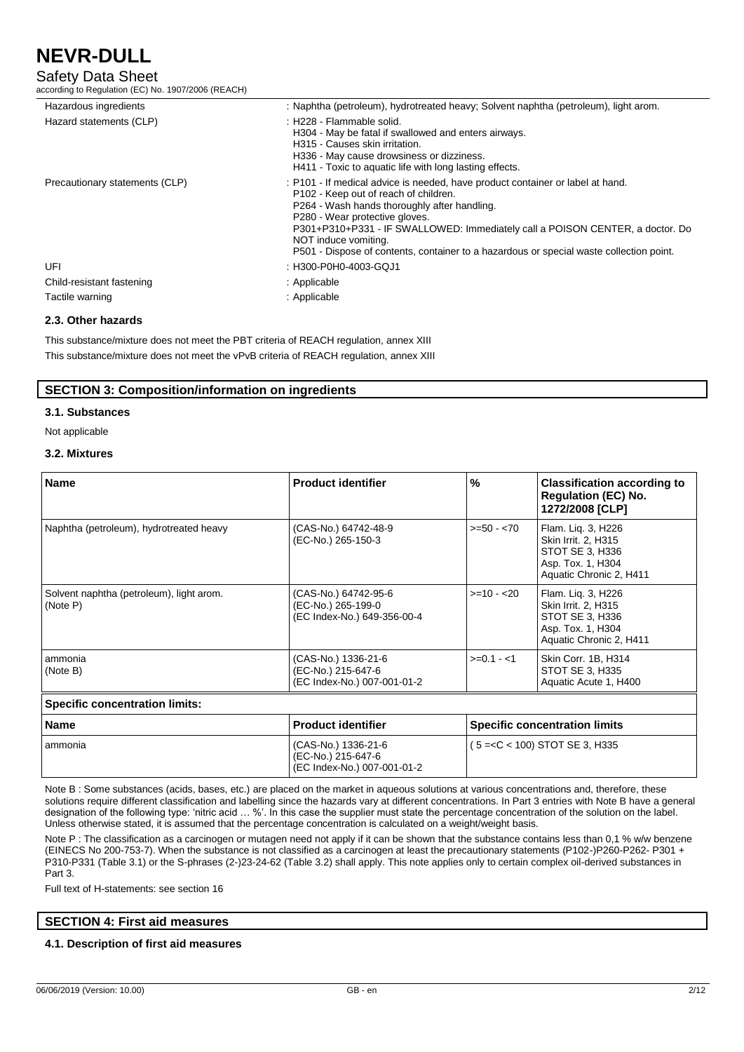| | |
|---|---|
| Hazardous ingredients | : Naphtha (petroleum), hydrotreated heavy; Solvent naphtha (petroleum), light arom. |
| Hazard statements (CLP) | : H228 - Flammable solid.<br>H304 - May be fatal if swallowed and enters airways.<br>H315 - Causes skin irritation.<br>H336 - May cause drowsiness or dizziness.<br>H411 - Toxic to aquatic life with long lasting effects. |
| Precautionary statements (CLP) | : P101 - If medical advice is needed, have product container or label at hand.<br>P102 - Keep out of reach of children.<br>P264 - Wash hands thoroughly after handling.<br>P280 - Wear protective gloves.<br>P301+P310+P331 - IF SWALLOWED: Immediately call a POISON CENTER, a doctor. Do NOT induce vomiting.<br>P501 - Dispose of contents, container to a hazardous or special waste collection point. |
| UFI | : H300-P0H0-4003-GQJ1 |
| Child-resistant fastening | : Applicable |
| Tactile warning | : Applicable |

### 2.3. Other hazards

This substance/mixture does not meet the PBT criteria of REACH regulation, annex XIII

This substance/mixture does not meet the vPvB criteria of REACH regulation, annex XIII

## SECTION 3: Composition/information on ingredients

### 3.1. Substances

Not applicable

### 3.2. Mixtures

| Name | Product identifier | % | Classification according to Regulation (EC) No. 1272/2008 [CLP] |
|---|---|---|---|
| Naphtha (petroleum), hydrotreated heavy | (CAS-No.) 64742-48-9<br>(EC-No.) 265-150-3 | >=50 - <70 | Flam. Liq. 3, H226<br>Skin Irrit. 2, H315<br>STOT SE 3, H336<br>Asp. Tox. 1, H304<br>Aquatic Chronic 2, H411 |
| Solvent naphtha (petroleum), light arom.<br>(Note P) | (CAS-No.) 64742-95-6<br>(EC-No.) 265-199-0<br>(EC Index-No.) 649-356-00-4 | >=10 - <20 | Flam. Liq. 3, H226<br>Skin Irrit. 2, H315<br>STOT SE 3, H336<br>Asp. Tox. 1, H304<br>Aquatic Chronic 2, H411 |
| ammonia<br>(Note B) | (CAS-No.) 1336-21-6<br>(EC-No.) 215-647-6<br>(EC Index-No.) 007-001-01-2 | >=0.1 - <1 | Skin Corr. 1B, H314<br>STOT SE 3, H335<br>Aquatic Acute 1, H400 |

**Specific concentration limits:**

| Name | Product identifier | Specific concentration limits |
|---|---|---|
| ammonia | (CAS-No.) 1336-21-6<br>(EC-No.) 215-647-6<br>(EC Index-No.) 007-001-01-2 | ( 5 =<C < 100) STOT SE 3, H335 |

Note B : Some substances (acids, bases, etc.) are placed on the market in aqueous solutions at various concentrations and, therefore, these solutions require different classification and labelling since the hazards vary at different concentrations. In Part 3 entries with Note B have a general designation of the following type: 'nitric acid … %'. In this case the supplier must state the percentage concentration of the solution on the label. Unless otherwise stated, it is assumed that the percentage concentration is calculated on a weight/weight basis.

Note P : The classification as a carcinogen or mutagen need not apply if it can be shown that the substance contains less than 0,1 % w/w benzene (EINECS No 200-753-7). When the substance is not classified as a carcinogen at least the precautionary statements (P102-)P260-P262- P301 + P310-P331 (Table 3.1) or the S-phrases (2-)23-24-62 (Table 3.2) shall apply. This note applies only to certain complex oil-derived substances in Part 3.

Full text of H-statements: see section 16

## SECTION 4: First aid measures

### 4.1. Description of first aid measures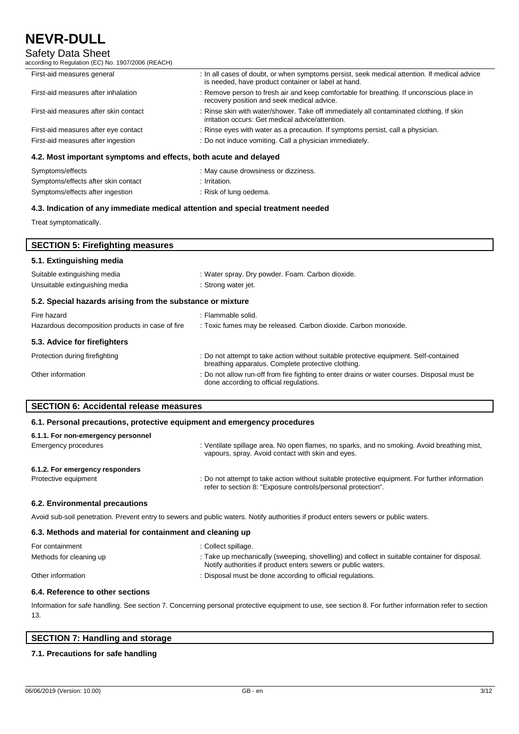| | |
|---|---|
| First-aid measures general | : In all cases of doubt, or when symptoms persist, seek medical attention. If medical advice is needed, have product container or label at hand. |
| First-aid measures after inhalation | : Remove person to fresh air and keep comfortable for breathing. If unconscious place in recovery position and seek medical advice. |
| First-aid measures after skin contact | : Rinse skin with water/shower. Take off immediately all contaminated clothing. If skin irritation occurs: Get medical advice/attention. |
| First-aid measures after eye contact | : Rinse eyes with water as a precaution. If symptoms persist, call a physician. |
| First-aid measures after ingestion | : Do not induce vomiting. Call a physician immediately. |

#### 4.2. Most important symptoms and effects, both acute and delayed

| | |
|---|---|
| Symptoms/effects | : May cause drowsiness or dizziness. |
| Symptoms/effects after skin contact | : Irritation. |
| Symptoms/effects after ingestion | : Risk of lung oedema. |

#### 4.3. Indication of any immediate medical attention and special treatment needed

Treat symptomatically.

## SECTION 5: Firefighting measures

#### 5.1. Extinguishing media

| | |
|---|---|
| Suitable extinguishing media | : Water spray. Dry powder. Foam. Carbon dioxide. |
| Unsuitable extinguishing media | : Strong water jet. |

#### 5.2. Special hazards arising from the substance or mixture

| | |
|---|---|
| Fire hazard | : Flammable solid. |
| Hazardous decomposition products in case of fire | : Toxic fumes may be released. Carbon dioxide. Carbon monoxide. |

#### 5.3. Advice for firefighters

| | |
|---|---|
| Protection during firefighting | : Do not attempt to take action without suitable protective equipment. Self-contained breathing apparatus. Complete protective clothing. |
| Other information | : Do not allow run-off from fire fighting to enter drains or water courses. Disposal must be done according to official regulations. |

## SECTION 6: Accidental release measures

#### 6.1. Personal precautions, protective equipment and emergency procedures

**6.1.1. For non-emergency personnel**

| | |
|---|---|
| Emergency procedures | : Ventilate spillage area. No open flames, no sparks, and no smoking. Avoid breathing mist, vapours, spray. Avoid contact with skin and eyes. |

**6.1.2. For emergency responders**

| | |
|---|---|
| Protective equipment | : Do not attempt to take action without suitable protective equipment. For further information refer to section 8: "Exposure controls/personal protection". |

#### 6.2. Environmental precautions

Avoid sub-soil penetration. Prevent entry to sewers and public waters. Notify authorities if product enters sewers or public waters.

#### 6.3. Methods and material for containment and cleaning up

| | |
|---|---|
| For containment | : Collect spillage. |
| Methods for cleaning up | : Take up mechanically (sweeping, shovelling) and collect in suitable container for disposal. Notify authorities if product enters sewers or public waters. |
| Other information | : Disposal must be done according to official regulations. |

#### 6.4. Reference to other sections

Information for safe handling. See section 7. Concerning personal protective equipment to use, see section 8. For further information refer to section 13.

## SECTION 7: Handling and storage

#### 7.1. Precautions for safe handling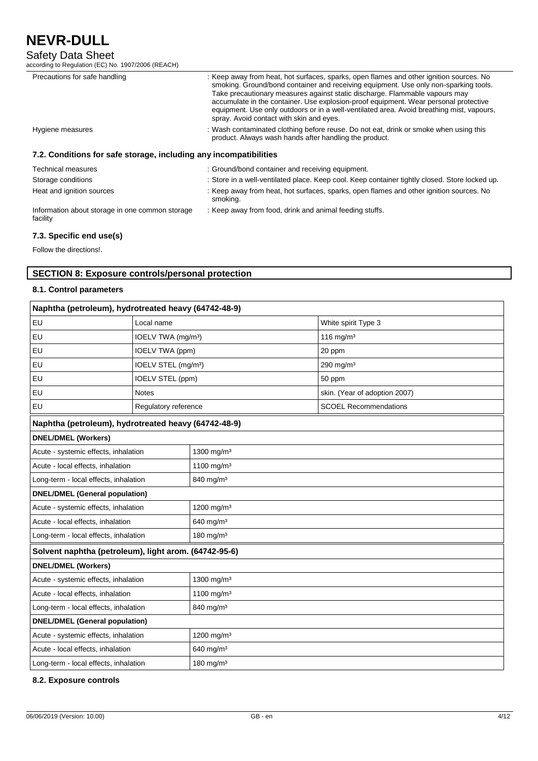| | |
|---|---|
| Precautions for safe handling | : Keep away from heat, hot surfaces, sparks, open flames and other ignition sources. No smoking. Ground/bond container and receiving equipment. Use only non-sparking tools. Take precautionary measures against static discharge. Flammable vapours may accumulate in the container. Use explosion-proof equipment. Wear personal protective equipment. Use only outdoors or in a well-ventilated area. Avoid breathing mist, vapours, spray. Avoid contact with skin and eyes. |
| Hygiene measures | : Wash contaminated clothing before reuse. Do not eat, drink or smoke when using this product. Always wash hands after handling the product. |

### 7.2. Conditions for safe storage, including any incompatibilities

| | |
|---|---|
| Technical measures | : Ground/bond container and receiving equipment. |
| Storage conditions | : Store in a well-ventilated place. Keep cool. Keep container tightly closed. Store locked up. |
| Heat and ignition sources | : Keep away from heat, hot surfaces, sparks, open flames and other ignition sources. No smoking. |
| Information about storage in one common storage facility | : Keep away from food, drink and animal feeding stuffs. |

### 7.3. Specific end use(s)

Follow the directions!.

## SECTION 8: Exposure controls/personal protection

### 8.1. Control parameters

| Naphtha (petroleum), hydrotreated heavy (64742-48-9) | | |
|---|---|---|
| EU | Local name | White spirit Type 3 |
| EU | IOELV TWA (mg/m³) | 116 mg/m³ |
| EU | IOELV TWA (ppm) | 20 ppm |
| EU | IOELV STEL (mg/m³) | 290 mg/m³ |
| EU | IOELV STEL (ppm) | 50 ppm |
| EU | Notes | skin. (Year of adoption 2007) |
| EU | Regulatory reference | SCOEL Recommendations |

| Naphtha (petroleum), hydrotreated heavy (64742-48-9) | |
|---|---|
| **DNEL/DMEL (Workers)** | |
| Acute - systemic effects, inhalation | 1300 mg/m³ |
| Acute - local effects, inhalation | 1100 mg/m³ |
| Long-term - local effects, inhalation | 840 mg/m³ |
| **DNEL/DMEL (General population)** | |
| Acute - systemic effects, inhalation | 1200 mg/m³ |
| Acute - local effects, inhalation | 640 mg/m³ |
| Long-term - local effects, inhalation | 180 mg/m³ |

| Solvent naphtha (petroleum), light arom. (64742-95-6) | |
|---|---|
| **DNEL/DMEL (Workers)** | |
| Acute - systemic effects, inhalation | 1300 mg/m³ |
| Acute - local effects, inhalation | 1100 mg/m³ |
| Long-term - local effects, inhalation | 840 mg/m³ |
| **DNEL/DMEL (General population)** | |
| Acute - systemic effects, inhalation | 1200 mg/m³ |
| Acute - local effects, inhalation | 640 mg/m³ |
| Long-term - local effects, inhalation | 180 mg/m³ |

### 8.2. Exposure controls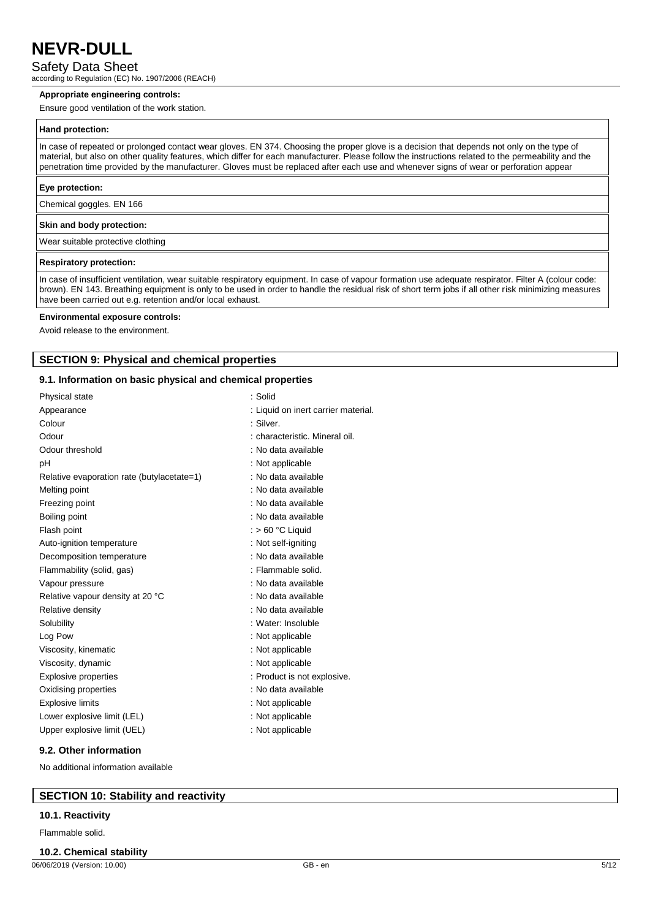**Appropriate engineering controls:**

Ensure good ventilation of the work station.

| **Hand protection:** |
| --- |
| In case of repeated or prolonged contact wear gloves. EN 374. Choosing the proper glove is a decision that depends not only on the type of material, but also on other quality features, which differ for each manufacturer. Please follow the instructions related to the permeability and the penetration time provided by the manufacturer. Gloves must be replaced after each use and whenever signs of wear or perforation appear |

| **Eye protection:** |
| --- |
| Chemical goggles. EN 166 |

| **Skin and body protection:** |
| --- |
| Wear suitable protective clothing |

| **Respiratory protection:** |
| --- |
| In case of insufficient ventilation, wear suitable respiratory equipment. In case of vapour formation use adequate respirator. Filter A (colour code: brown). EN 143. Breathing equipment is only to be used in order to handle the residual risk of short term jobs if all other risk minimizing measures have been carried out e.g. retention and/or local exhaust. |

**Environmental exposure controls:**

Avoid release to the environment.

## SECTION 9: Physical and chemical properties

### 9.1. Information on basic physical and chemical properties

| | |
| --- | --- |
| Physical state | : Solid |
| Appearance | : Liquid on inert carrier material. |
| Colour | : Silver. |
| Odour | : characteristic. Mineral oil. |
| Odour threshold | : No data available |
| pH | : Not applicable |
| Relative evaporation rate (butylacetate=1) | : No data available |
| Melting point | : No data available |
| Freezing point | : No data available |
| Boiling point | : No data available |
| Flash point | : > 60 °C Liquid |
| Auto-ignition temperature | : Not self-igniting |
| Decomposition temperature | : No data available |
| Flammability (solid, gas) | : Flammable solid. |
| Vapour pressure | : No data available |
| Relative vapour density at 20 °C | : No data available |
| Relative density | : No data available |
| Solubility | : Water: Insoluble |
| Log Pow | : Not applicable |
| Viscosity, kinematic | : Not applicable |
| Viscosity, dynamic | : Not applicable |
| Explosive properties | : Product is not explosive. |
| Oxidising properties | : No data available |
| Explosive limits | : Not applicable |
| Lower explosive limit (LEL) | : Not applicable |
| Upper explosive limit (UEL) | : Not applicable |

### 9.2. Other information

No additional information available

## SECTION 10: Stability and reactivity

### 10.1. Reactivity

Flammable solid.

### 10.2. Chemical stability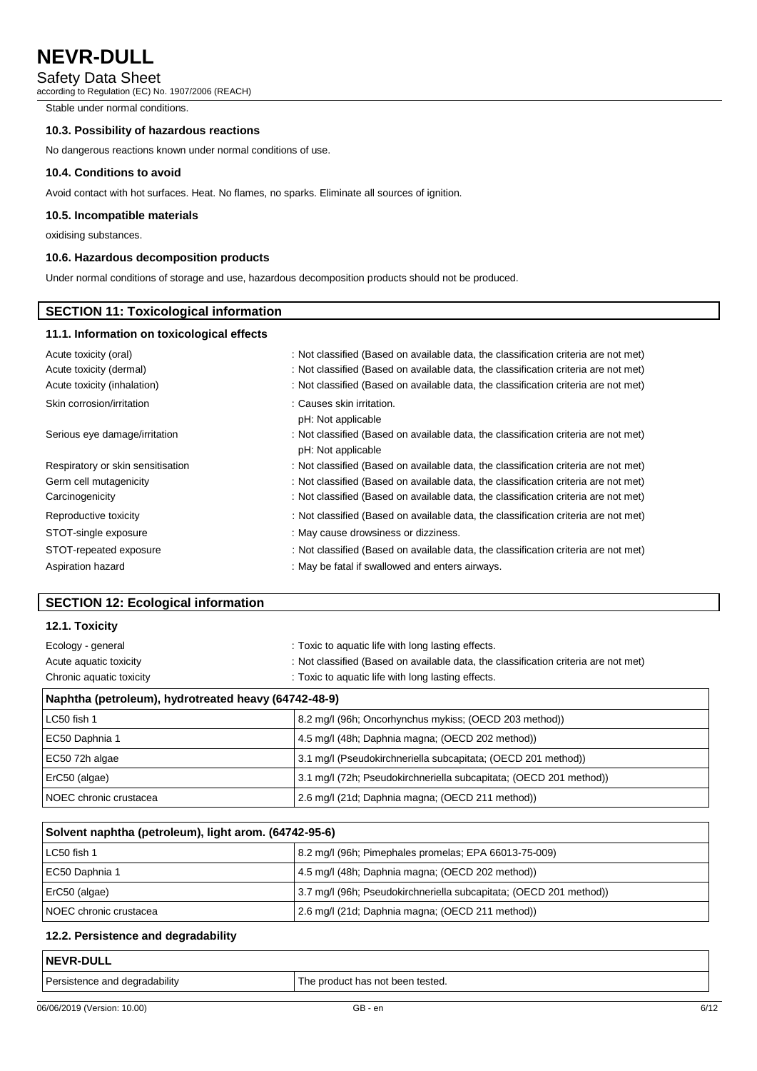Stable under normal conditions.

### 10.3. Possibility of hazardous reactions

No dangerous reactions known under normal conditions of use.

### 10.4. Conditions to avoid

Avoid contact with hot surfaces. Heat. No flames, no sparks. Eliminate all sources of ignition.

### 10.5. Incompatible materials

oxidising substances.

### 10.6. Hazardous decomposition products

Under normal conditions of storage and use, hazardous decomposition products should not be produced.

## SECTION 11: Toxicological information

### 11.1. Information on toxicological effects

| | |
|---|---|
| Acute toxicity (oral) | : Not classified (Based on available data, the classification criteria are not met) |
| Acute toxicity (dermal) | : Not classified (Based on available data, the classification criteria are not met) |
| Acute toxicity (inhalation) | : Not classified (Based on available data, the classification criteria are not met) |
| Skin corrosion/irritation | : Causes skin irritation.<br>pH: Not applicable |
| Serious eye damage/irritation | : Not classified (Based on available data, the classification criteria are not met)<br>pH: Not applicable |
| Respiratory or skin sensitisation | : Not classified (Based on available data, the classification criteria are not met) |
| Germ cell mutagenicity | : Not classified (Based on available data, the classification criteria are not met) |
| Carcinogenicity | : Not classified (Based on available data, the classification criteria are not met) |
| Reproductive toxicity | : Not classified (Based on available data, the classification criteria are not met) |
| STOT-single exposure | : May cause drowsiness or dizziness. |
| STOT-repeated exposure | : Not classified (Based on available data, the classification criteria are not met) |
| Aspiration hazard | : May be fatal if swallowed and enters airways. |

## SECTION 12: Ecological information

### 12.1. Toxicity

| | |
|---|---|
| Ecology - general | : Toxic to aquatic life with long lasting effects. |
| Acute aquatic toxicity | : Not classified (Based on available data, the classification criteria are not met) |
| Chronic aquatic toxicity | : Toxic to aquatic life with long lasting effects. |

| Naphtha (petroleum), hydrotreated heavy (64742-48-9) | |
|---|---|
| LC50 fish 1 | 8.2 mg/l (96h; Oncorhynchus mykiss; (OECD 203 method)) |
| EC50 Daphnia 1 | 4.5 mg/l (48h; Daphnia magna; (OECD 202 method)) |
| EC50 72h algae | 3.1 mg/l (Pseudokirchneriella subcapitata; (OECD 201 method)) |
| ErC50 (algae) | 3.1 mg/l (72h; Pseudokirchneriella subcapitata; (OECD 201 method)) |
| NOEC chronic crustacea | 2.6 mg/l (21d; Daphnia magna; (OECD 211 method)) |

| Solvent naphtha (petroleum), light arom. (64742-95-6) | |
|---|---|
| LC50 fish 1 | 8.2 mg/l (96h; Pimephales promelas; EPA 66013-75-009) |
| EC50 Daphnia 1 | 4.5 mg/l (48h; Daphnia magna; (OECD 202 method)) |
| ErC50 (algae) | 3.7 mg/l (96h; Pseudokirchneriella subcapitata; (OECD 201 method)) |
| NOEC chronic crustacea | 2.6 mg/l (21d; Daphnia magna; (OECD 211 method)) |

### 12.2. Persistence and degradability

| NEVR-DULL | |
|---|---|
| Persistence and degradability | The product has not been tested. |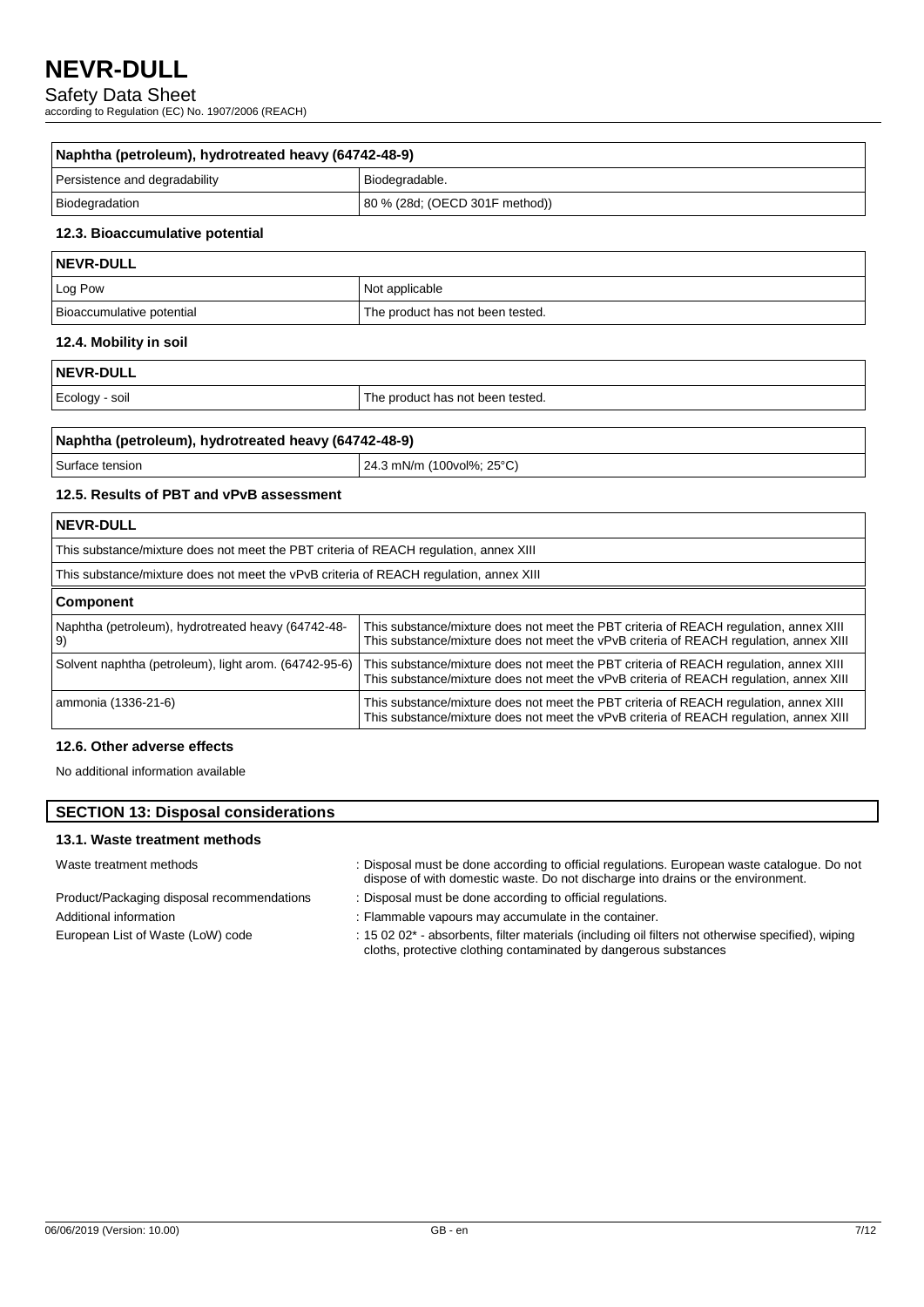| Naphtha (petroleum), hydrotreated heavy (64742-48-9) | |
|---|---|
| Persistence and degradability | Biodegradable. |
| Biodegradation | 80 % (28d; (OECD 301F method)) |

### 12.3. Bioaccumulative potential

| NEVR-DULL | |
|---|---|
| Log Pow | Not applicable |
| Bioaccumulative potential | The product has not been tested. |

### 12.4. Mobility in soil

| NEVR-DULL | |
|---|---|
| Ecology - soil | The product has not been tested. |

| Naphtha (petroleum), hydrotreated heavy (64742-48-9) | |
|---|---|
| Surface tension | 24.3 mN/m (100vol%; 25°C) |

### 12.5. Results of PBT and vPvB assessment

| NEVR-DULL | |
|---|---|
| This substance/mixture does not meet the PBT criteria of REACH regulation, annex XIII | |
| This substance/mixture does not meet the vPvB criteria of REACH regulation, annex XIII | |
| **Component** | |
| Naphtha (petroleum), hydrotreated heavy (64742-48-9) | This substance/mixture does not meet the PBT criteria of REACH regulation, annex XIII<br>This substance/mixture does not meet the vPvB criteria of REACH regulation, annex XIII |
| Solvent naphtha (petroleum), light arom. (64742-95-6) | This substance/mixture does not meet the PBT criteria of REACH regulation, annex XIII<br>This substance/mixture does not meet the vPvB criteria of REACH regulation, annex XIII |
| ammonia (1336-21-6) | This substance/mixture does not meet the PBT criteria of REACH regulation, annex XIII<br>This substance/mixture does not meet the vPvB criteria of REACH regulation, annex XIII |

### 12.6. Other adverse effects

No additional information available

## SECTION 13: Disposal considerations

### 13.1. Waste treatment methods

Waste treatment methods : Disposal must be done according to official regulations. European waste catalogue. Do not dispose of with domestic waste. Do not discharge into drains or the environment.

Product/Packaging disposal recommendations : Disposal must be done according to official regulations.

Additional information : Flammable vapours may accumulate in the container.

European List of Waste (LoW) code : 15 02 02* - absorbents, filter materials (including oil filters not otherwise specified), wiping cloths, protective clothing contaminated by dangerous substances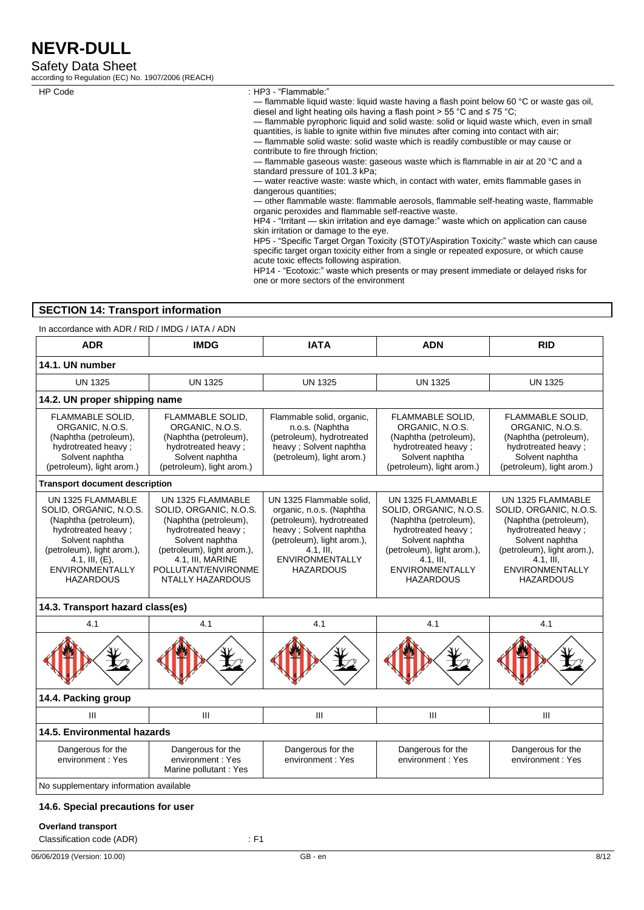| | |
|---|---|
| HP Code | : HP3 - "Flammable:"<br>— flammable liquid waste: liquid waste having a flash point below 60 °C or waste gas oil, diesel and light heating oils having a flash point > 55 °C and ≤ 75 °C;<br>— flammable pyrophoric liquid and solid waste: solid or liquid waste which, even in small quantities, is liable to ignite within five minutes after coming into contact with air;<br>— flammable solid waste: solid waste which is readily combustible or may cause or contribute to fire through friction;<br>— flammable gaseous waste: gaseous waste which is flammable in air at 20 °C and a standard pressure of 101.3 kPa;<br>— water reactive waste: waste which, in contact with water, emits flammable gases in dangerous quantities;<br>— other flammable waste: flammable aerosols, flammable self-heating waste, flammable organic peroxides and flammable self-reactive waste.<br>HP4 - "Irritant — skin irritation and eye damage:" waste which on application can cause skin irritation or damage to the eye.<br>HP5 - "Specific Target Organ Toxicity (STOT)/Aspiration Toxicity:" waste which can cause specific target organ toxicity either from a single or repeated exposure, or which cause acute toxic effects following aspiration.<br>HP14 - "Ecotoxic:" waste which presents or may present immediate or delayed risks for one or more sectors of the environment |

## SECTION 14: Transport information

In accordance with ADR / RID / IMDG / IATA / ADN

| ADR | IMDG | IATA | ADN | RID |
|---|---|---|---|---|
| **14.1. UN number** | | | | |
| UN 1325 | UN 1325 | UN 1325 | UN 1325 | UN 1325 |
| **14.2. UN proper shipping name** | | | | |
| FLAMMABLE SOLID, ORGANIC, N.O.S. (Naphtha (petroleum), hydrotreated heavy ; Solvent naphtha (petroleum), light arom.) | FLAMMABLE SOLID, ORGANIC, N.O.S. (Naphtha (petroleum), hydrotreated heavy ; Solvent naphtha (petroleum), light arom.) | Flammable solid, organic, n.o.s. (Naphtha (petroleum), hydrotreated heavy ; Solvent naphtha (petroleum), light arom.) | FLAMMABLE SOLID, ORGANIC, N.O.S. (Naphtha (petroleum), hydrotreated heavy ; Solvent naphtha (petroleum), light arom.) | FLAMMABLE SOLID, ORGANIC, N.O.S. (Naphtha (petroleum), hydrotreated heavy ; Solvent naphtha (petroleum), light arom.) |
| **Transport document description** | | | | |
| UN 1325 FLAMMABLE SOLID, ORGANIC, N.O.S. (Naphtha (petroleum), hydrotreated heavy ; Solvent naphtha (petroleum), light arom.), 4.1, III, (E), ENVIRONMENTALLY HAZARDOUS | UN 1325 FLAMMABLE SOLID, ORGANIC, N.O.S. (Naphtha (petroleum), hydrotreated heavy ; Solvent naphtha (petroleum), light arom.), 4.1, III, MARINE POLLUTANT/ENVIRONMENTALLY HAZARDOUS | UN 1325 Flammable solid, organic, n.o.s. (Naphtha (petroleum), hydrotreated heavy ; Solvent naphtha (petroleum), light arom.), 4.1, III, ENVIRONMENTALLY HAZARDOUS | UN 1325 FLAMMABLE SOLID, ORGANIC, N.O.S. (Naphtha (petroleum), hydrotreated heavy ; Solvent naphtha (petroleum), light arom.), 4.1, III, ENVIRONMENTALLY HAZARDOUS | UN 1325 FLAMMABLE SOLID, ORGANIC, N.O.S. (Naphtha (petroleum), hydrotreated heavy ; Solvent naphtha (petroleum), light arom.), 4.1, III, ENVIRONMENTALLY HAZARDOUS |
| **14.3. Transport hazard class(es)** | | | | |
| 4.1 | 4.1 | 4.1 | 4.1 | 4.1 |
| **14.4. Packing group** | | | | |
| III | III | III | III | III |
| **14.5. Environmental hazards** | | | | |
| Dangerous for the environment : Yes | Dangerous for the environment : Yes<br>Marine pollutant : Yes | Dangerous for the environment : Yes | Dangerous for the environment : Yes | Dangerous for the environment : Yes |
| No supplementary information available | | | | |

### 14.6. Special precautions for user

**Overland transport**

Classification code (ADR) : F1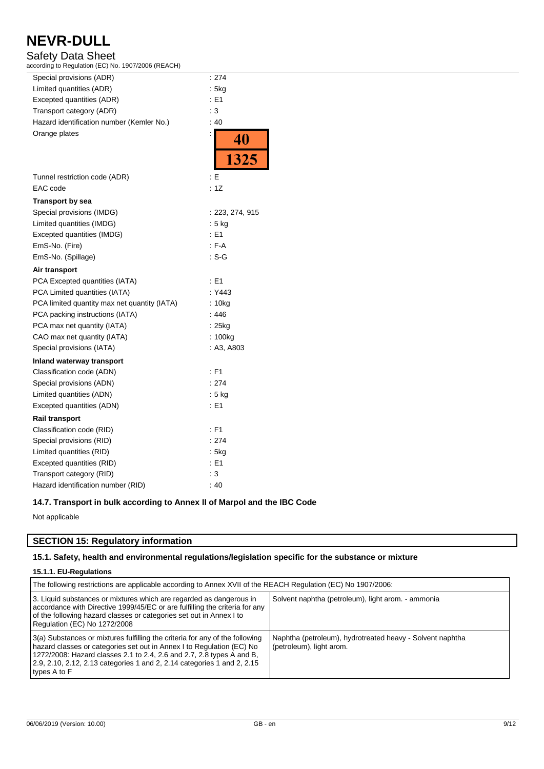| | |
|---|---|
| Special provisions (ADR) | : 274 |
| Limited quantities (ADR) | : 5kg |
| Excepted quantities (ADR) | : E1 |
| Transport category (ADR) | : 3 |
| Hazard identification number (Kemler No.) | : 40 |
| Orange plates | : 40 / 1325 |
| Tunnel restriction code (ADR) | : E |
| EAC code | : 1Z |

**Transport by sea**

| | |
|---|---|
| Special provisions (IMDG) | : 223, 274, 915 |
| Limited quantities (IMDG) | : 5 kg |
| Excepted quantities (IMDG) | : E1 |
| EmS-No. (Fire) | : F-A |
| EmS-No. (Spillage) | : S-G |

**Air transport**

| | |
|---|---|
| PCA Excepted quantities (IATA) | : E1 |
| PCA Limited quantities (IATA) | : Y443 |
| PCA limited quantity max net quantity (IATA) | : 10kg |
| PCA packing instructions (IATA) | : 446 |
| PCA max net quantity (IATA) | : 25kg |
| CAO max net quantity (IATA) | : 100kg |
| Special provisions (IATA) | : A3, A803 |

**Inland waterway transport**

| | |
|---|---|
| Classification code (ADN) | : F1 |
| Special provisions (ADN) | : 274 |
| Limited quantities (ADN) | : 5 kg |
| Excepted quantities (ADN) | : E1 |

**Rail transport**

| | |
|---|---|
| Classification code (RID) | : F1 |
| Special provisions (RID) | : 274 |
| Limited quantities (RID) | : 5kg |
| Excepted quantities (RID) | : E1 |
| Transport category (RID) | : 3 |
| Hazard identification number (RID) | : 40 |

### 14.7. Transport in bulk according to Annex II of Marpol and the IBC Code

Not applicable

## SECTION 15: Regulatory information

### 15.1. Safety, health and environmental regulations/legislation specific for the substance or mixture

#### 15.1.1. EU-Regulations

| The following restrictions are applicable according to Annex XVII of the REACH Regulation (EC) No 1907/2006: | |
|---|---|
| 3. Liquid substances or mixtures which are regarded as dangerous in accordance with Directive 1999/45/EC or are fulfilling the criteria for any of the following hazard classes or categories set out in Annex I to Regulation (EC) No 1272/2008 | Solvent naphtha (petroleum), light arom. - ammonia |
| 3(a) Substances or mixtures fulfilling the criteria for any of the following hazard classes or categories set out in Annex I to Regulation (EC) No 1272/2008: Hazard classes 2.1 to 2.4, 2.6 and 2.7, 2.8 types A and B, 2.9, 2.10, 2.12, 2.13 categories 1 and 2, 2.14 categories 1 and 2, 2.15 types A to F | Naphtha (petroleum), hydrotreated heavy - Solvent naphtha (petroleum), light arom. |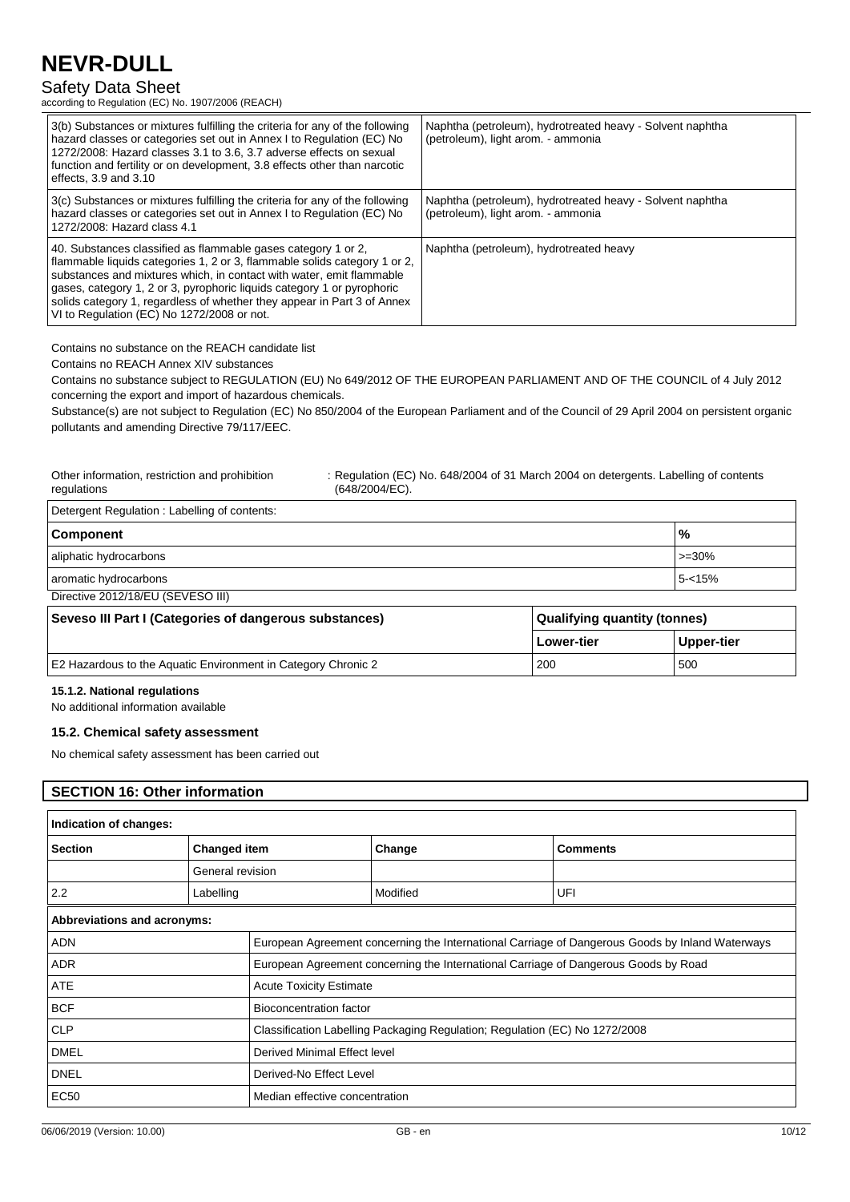| | |
|---|---|
| 3(b) Substances or mixtures fulfilling the criteria for any of the following hazard classes or categories set out in Annex I to Regulation (EC) No 1272/2008: Hazard classes 3.1 to 3.6, 3.7 adverse effects on sexual function and fertility or on development, 3.8 effects other than narcotic effects, 3.9 and 3.10 | Naphtha (petroleum), hydrotreated heavy - Solvent naphtha (petroleum), light arom. - ammonia |
| 3(c) Substances or mixtures fulfilling the criteria for any of the following hazard classes or categories set out in Annex I to Regulation (EC) No 1272/2008: Hazard class 4.1 | Naphtha (petroleum), hydrotreated heavy - Solvent naphtha (petroleum), light arom. - ammonia |
| 40. Substances classified as flammable gases category 1 or 2, flammable liquids categories 1, 2 or 3, flammable solids category 1 or 2, substances and mixtures which, in contact with water, emit flammable gases, category 1, 2 or 3, pyrophoric liquids category 1 or pyrophoric solids category 1, regardless of whether they appear in Part 3 of Annex VI to Regulation (EC) No 1272/2008 or not. | Naphtha (petroleum), hydrotreated heavy |

Contains no substance on the REACH candidate list

Contains no REACH Annex XIV substances

Contains no substance subject to REGULATION (EU) No 649/2012 OF THE EUROPEAN PARLIAMENT AND OF THE COUNCIL of 4 July 2012 concerning the export and import of hazardous chemicals.

Substance(s) are not subject to Regulation (EC) No 850/2004 of the European Parliament and of the Council of 29 April 2004 on persistent organic pollutants and amending Directive 79/117/EEC.

Other information, restriction and prohibition regulations : Regulation (EC) No. 648/2004 of 31 March 2004 on detergents. Labelling of contents (648/2004/EC).

Detergent Regulation : Labelling of contents:

| Component | % |
|---|---|
| aliphatic hydrocarbons | >=30% |
| aromatic hydrocarbons | 5-<15% |

Directive 2012/18/EU (SEVESO III)

| Seveso III Part I (Categories of dangerous substances) | Qualifying quantity (tonnes) | |
|---|---|---|
| | Lower-tier | Upper-tier |
| E2 Hazardous to the Aquatic Environment in Category Chronic 2 | 200 | 500 |

#### 15.1.2. National regulations

No additional information available

### 15.2. Chemical safety assessment

No chemical safety assessment has been carried out

## SECTION 16: Other information

Indication of changes:

| Section | Changed item | Change | Comments |
|---|---|---|---|
| | General revision | | |
| 2.2 | Labelling | Modified | UFI |

Abbreviations and acronyms:

| | |
|---|---|
| ADN | European Agreement concerning the International Carriage of Dangerous Goods by Inland Waterways |
| ADR | European Agreement concerning the International Carriage of Dangerous Goods by Road |
| ATE | Acute Toxicity Estimate |
| BCF | Bioconcentration factor |
| CLP | Classification Labelling Packaging Regulation; Regulation (EC) No 1272/2008 |
| DMEL | Derived Minimal Effect level |
| DNEL | Derived-No Effect Level |
| EC50 | Median effective concentration |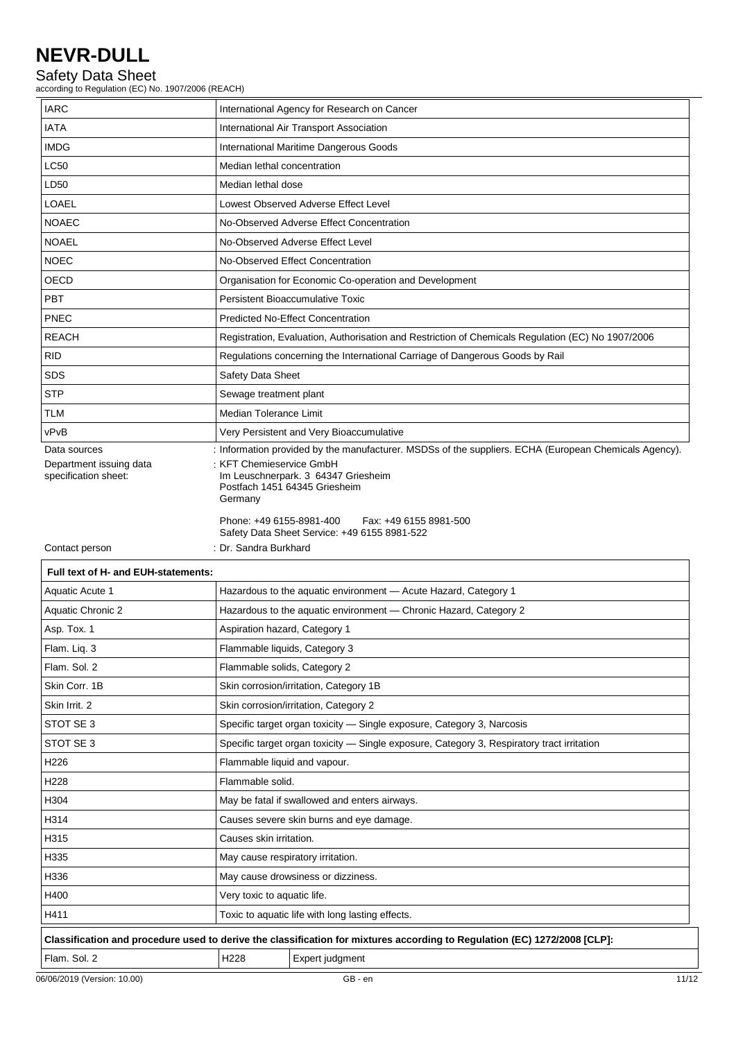| | |
|---|---|
| IARC | International Agency for Research on Cancer |
| IATA | International Air Transport Association |
| IMDG | International Maritime Dangerous Goods |
| LC50 | Median lethal concentration |
| LD50 | Median lethal dose |
| LOAEL | Lowest Observed Adverse Effect Level |
| NOAEC | No-Observed Adverse Effect Concentration |
| NOAEL | No-Observed Adverse Effect Level |
| NOEC | No-Observed Effect Concentration |
| OECD | Organisation for Economic Co-operation and Development |
| PBT | Persistent Bioaccumulative Toxic |
| PNEC | Predicted No-Effect Concentration |
| REACH | Registration, Evaluation, Authorisation and Restriction of Chemicals Regulation (EC) No 1907/2006 |
| RID | Regulations concerning the International Carriage of Dangerous Goods by Rail |
| SDS | Safety Data Sheet |
| STP | Sewage treatment plant |
| TLM | Median Tolerance Limit |
| vPvB | Very Persistent and Very Bioaccumulative |

Data sources : Information provided by the manufacturer. MSDSs of the suppliers. ECHA (European Chemicals Agency).

Department issuing data specification sheet: : KFT Chemieservice GmbH
Im Leuschnerpark. 3 64347 Griesheim
Postfach 1451 64345 Griesheim
Germany

Phone: +49 6155-8981-400 Fax: +49 6155 8981-500
Safety Data Sheet Service: +49 6155 8981-522

Contact person : Dr. Sandra Burkhard

| Full text of H- and EUH-statements: | |
|---|---|
| Aquatic Acute 1 | Hazardous to the aquatic environment — Acute Hazard, Category 1 |
| Aquatic Chronic 2 | Hazardous to the aquatic environment — Chronic Hazard, Category 2 |
| Asp. Tox. 1 | Aspiration hazard, Category 1 |
| Flam. Liq. 3 | Flammable liquids, Category 3 |
| Flam. Sol. 2 | Flammable solids, Category 2 |
| Skin Corr. 1B | Skin corrosion/irritation, Category 1B |
| Skin Irrit. 2 | Skin corrosion/irritation, Category 2 |
| STOT SE 3 | Specific target organ toxicity — Single exposure, Category 3, Narcosis |
| STOT SE 3 | Specific target organ toxicity — Single exposure, Category 3, Respiratory tract irritation |
| H226 | Flammable liquid and vapour. |
| H228 | Flammable solid. |
| H304 | May be fatal if swallowed and enters airways. |
| H314 | Causes severe skin burns and eye damage. |
| H315 | Causes skin irritation. |
| H335 | May cause respiratory irritation. |
| H336 | May cause drowsiness or dizziness. |
| H400 | Very toxic to aquatic life. |
| H411 | Toxic to aquatic life with long lasting effects. |

| Classification and procedure used to derive the classification for mixtures according to Regulation (EC) 1272/2008 [CLP]: | | |
|---|---|---|
| Flam. Sol. 2 | H228 | Expert judgment |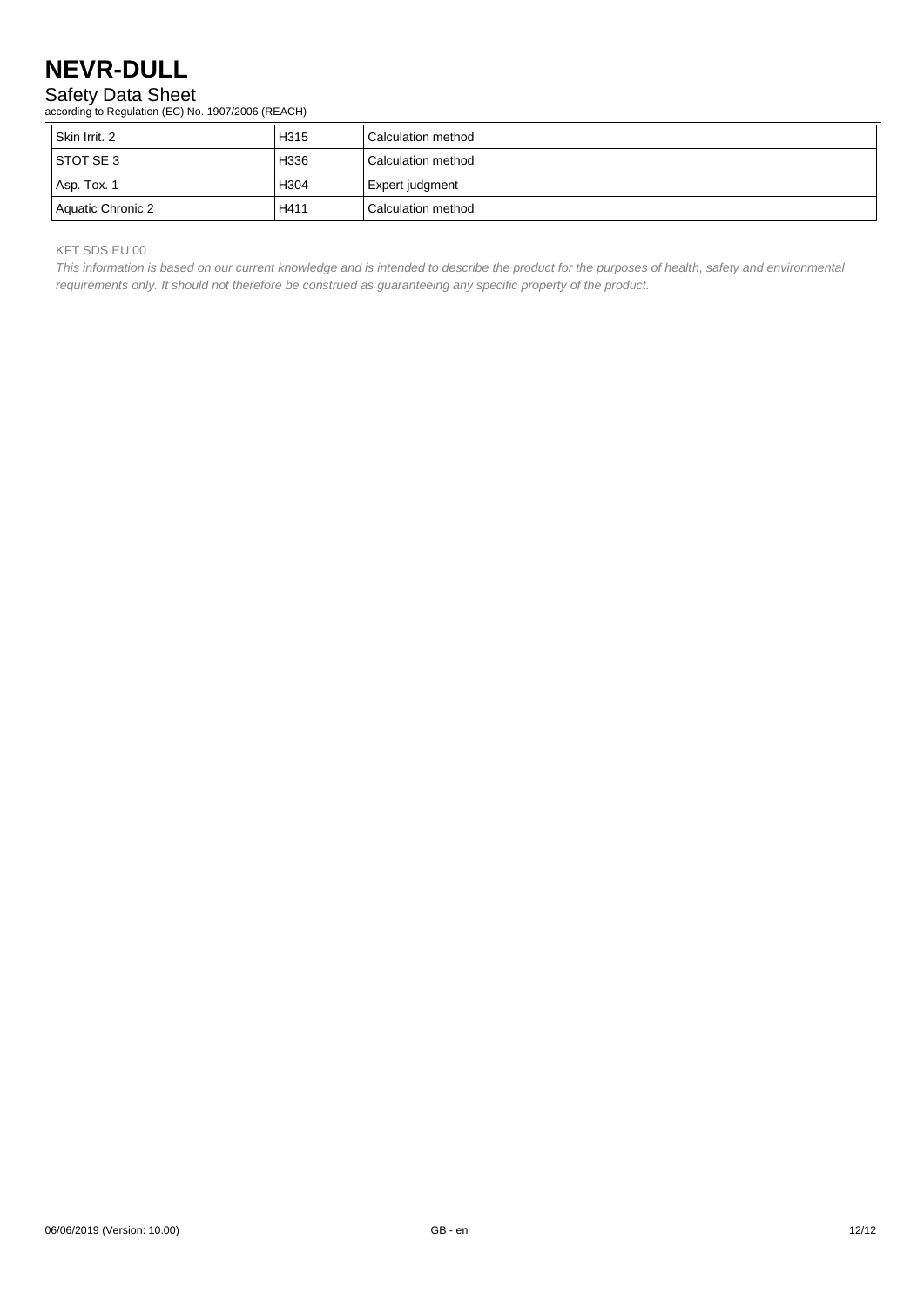| | | |
|---|---|---|
| Skin Irrit. 2 | H315 | Calculation method |
| STOT SE 3 | H336 | Calculation method |
| Asp. Tox. 1 | H304 | Expert judgment |
| Aquatic Chronic 2 | H411 | Calculation method |

KFT SDS EU 00

*This information is based on our current knowledge and is intended to describe the product for the purposes of health, safety and environmental requirements only. It should not therefore be construed as guaranteeing any specific property of the product.*